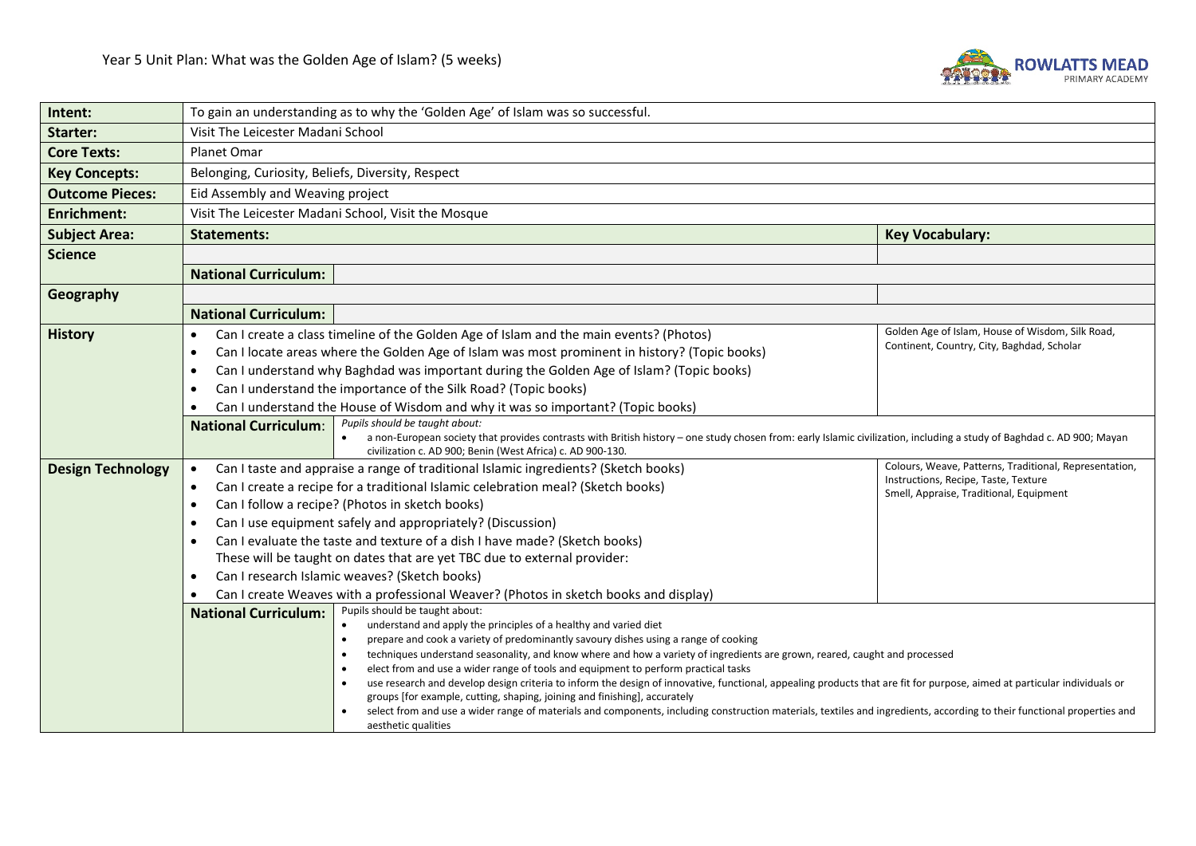# Year 5 Unit Plan: What was the Golden Age of Islam? (5 weeks)

ROWLATTS MEAD PRIMARY ACADEMY

| | | | |
|---|---|---|---|
| **Intent:** | To gain an understanding as to why the 'Golden Age' of Islam was so successful. | | |
| **Starter:** | Visit The Leicester Madani School | | |
| **Core Texts:** | Planet Omar | | |
| **Key Concepts:** | Belonging, Curiosity, Beliefs, Diversity, Respect | | |
| **Outcome Pieces:** | Eid Assembly and Weaving project | | |
| **Enrichment:** | Visit The Leicester Madani School, Visit the Mosque | | |
| **Subject Area:** | **Statements:** | | **Key Vocabulary:** |
| **Science** | | | |
| | **National Curriculum:** | | |
| **Geography** | | | |
| | **National Curriculum:** | | |
| **History** | • Can I create a class timeline of the Golden Age of Islam and the main events? (Photos)<br>• Can I locate areas where the Golden Age of Islam was most prominent in history? (Topic books)<br>• Can I understand why Baghdad was important during the Golden Age of Islam? (Topic books)<br>• Can I understand the importance of the Silk Road? (Topic books)<br>• Can I understand the House of Wisdom and why it was so important? (Topic books) | | Golden Age of Islam, House of Wisdom, Silk Road, Continent, Country, City, Baghdad, Scholar |
| | **National Curriculum:** | *Pupils should be taught about:*<br>• a non-European society that provides contrasts with British history – one study chosen from: early Islamic civilization, including a study of Baghdad c. AD 900; Mayan civilization c. AD 900; Benin (West Africa) c. AD 900-130. | |
| **Design Technology** | • Can I taste and appraise a range of traditional Islamic ingredients? (Sketch books)<br>• Can I create a recipe for a traditional Islamic celebration meal? (Sketch books)<br>• Can I follow a recipe? (Photos in sketch books)<br>• Can I use equipment safely and appropriately? (Discussion)<br>• Can I evaluate the taste and texture of a dish I have made? (Sketch books)<br>These will be taught on dates that are yet TBC due to external provider:<br>• Can I research Islamic weaves? (Sketch books)<br>• Can I create Weaves with a professional Weaver? (Photos in sketch books and display) | | Colours, Weave, Patterns, Traditional, Representation, Instructions, Recipe, Taste, Texture Smell, Appraise, Traditional, Equipment |
| | **National Curriculum:** | Pupils should be taught about:<br>• understand and apply the principles of a healthy and varied diet<br>• prepare and cook a variety of predominantly savoury dishes using a range of cooking<br>• techniques understand seasonality, and know where and how a variety of ingredients are grown, reared, caught and processed<br>• elect from and use a wider range of tools and equipment to perform practical tasks<br>• use research and develop design criteria to inform the design of innovative, functional, appealing products that are fit for purpose, aimed at particular individuals or groups [for example, cutting, shaping, joining and finishing], accurately<br>• select from and use a wider range of materials and components, including construction materials, textiles and ingredients, according to their functional properties and aesthetic qualities | |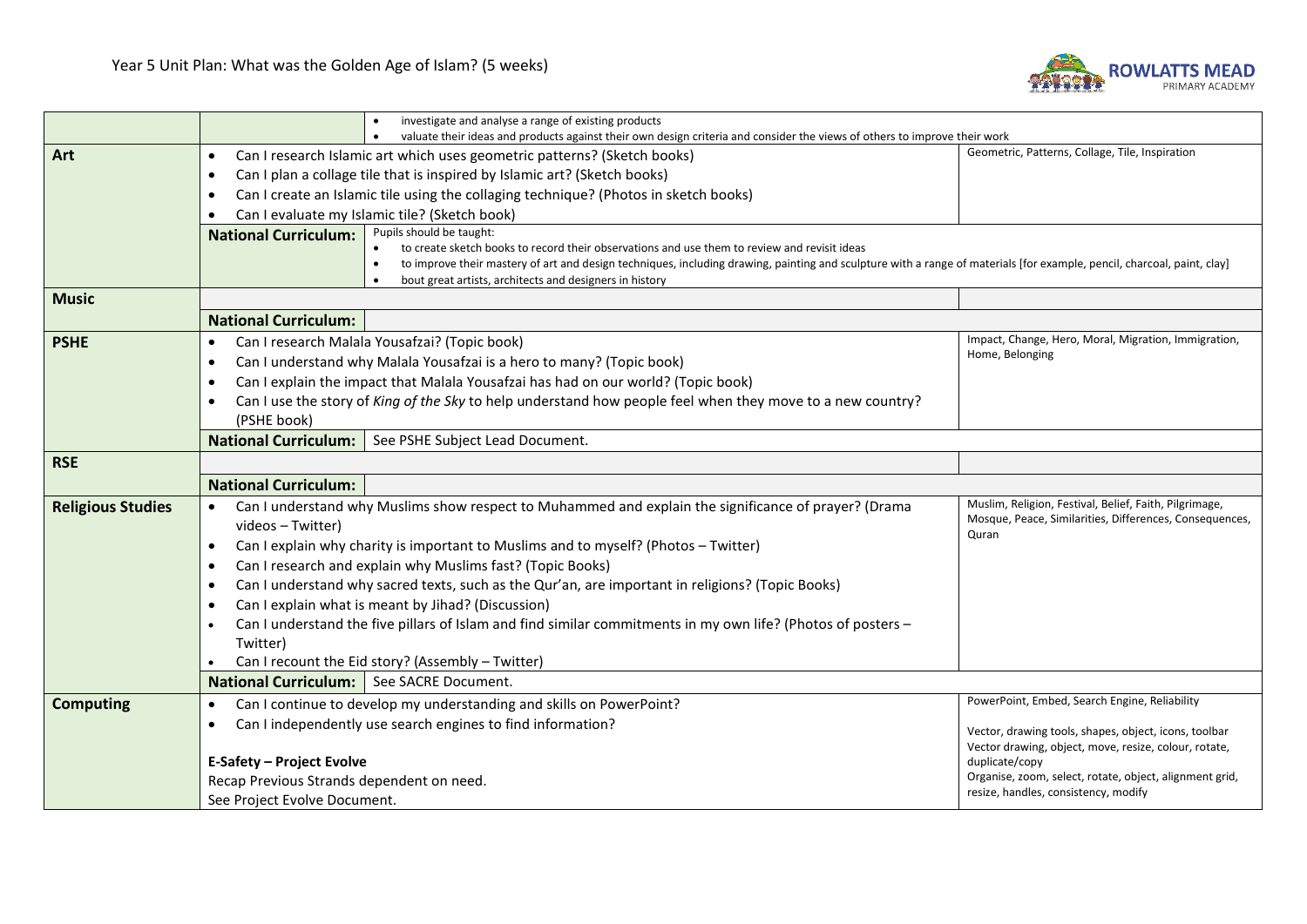## Year 5 Unit Plan: What was the Golden Age of Islam? (5 weeks)

| Subject | Content | | Vocabulary |
|---|---|---|---|
| | | • investigate and analyse a range of existing products<br>• valuate their ideas and products against their own design criteria and consider the views of others to improve their work | |
| **Art** | • Can I research Islamic art which uses geometric patterns? (Sketch books)<br>• Can I plan a collage tile that is inspired by Islamic art? (Sketch books)<br>• Can I create an Islamic tile using the collaging technique? (Photos in sketch books)<br>• Can I evaluate my Islamic tile? (Sketch book) | | Geometric, Patterns, Collage, Tile, Inspiration |
| | **National Curriculum:** | Pupils should be taught:<br>• to create sketch books to record their observations and use them to review and revisit ideas<br>• to improve their mastery of art and design techniques, including drawing, painting and sculpture with a range of materials [for example, pencil, charcoal, paint, clay]<br>• bout great artists, architects and designers in history | |
| **Music** | | | |
| | **National Curriculum:** | | |
| **PSHE** | • Can I research Malala Yousafzai? (Topic book)<br>• Can I understand why Malala Yousafzai is a hero to many? (Topic book)<br>• Can I explain the impact that Malala Yousafzai has had on our world? (Topic book)<br>• Can I use the story of *King of the Sky* to help understand how people feel when they move to a new country? (PSHE book) | | Impact, Change, Hero, Moral, Migration, Immigration, Home, Belonging |
| | **National Curriculum:** | See PSHE Subject Lead Document. | |
| **RSE** | | | |
| | **National Curriculum:** | | |
| **Religious Studies** | • Can I understand why Muslims show respect to Muhammed and explain the significance of prayer? (Drama videos – Twitter)<br>• Can I explain why charity is important to Muslims and to myself? (Photos – Twitter)<br>• Can I research and explain why Muslims fast? (Topic Books)<br>• Can I understand why sacred texts, such as the Qur'an, are important in religions? (Topic Books)<br>• Can I explain what is meant by Jihad? (Discussion)<br>• Can I understand the five pillars of Islam and find similar commitments in my own life? (Photos of posters – Twitter)<br>• Can I recount the Eid story? (Assembly – Twitter) | | Muslim, Religion, Festival, Belief, Faith, Pilgrimage, Mosque, Peace, Similarities, Differences, Consequences, Quran |
| | **National Curriculum:** | See SACRE Document. | |
| **Computing** | • Can I continue to develop my understanding and skills on PowerPoint?<br>• Can I independently use search engines to find information?<br><br>**E-Safety – Project Evolve**<br>Recap Previous Strands dependent on need.<br>See Project Evolve Document. | | PowerPoint, Embed, Search Engine, Reliability<br><br>Vector, drawing tools, shapes, object, icons, toolbar<br>Vector drawing, object, move, resize, colour, rotate, duplicate/copy<br>Organise, zoom, select, rotate, object, alignment grid, resize, handles, consistency, modify |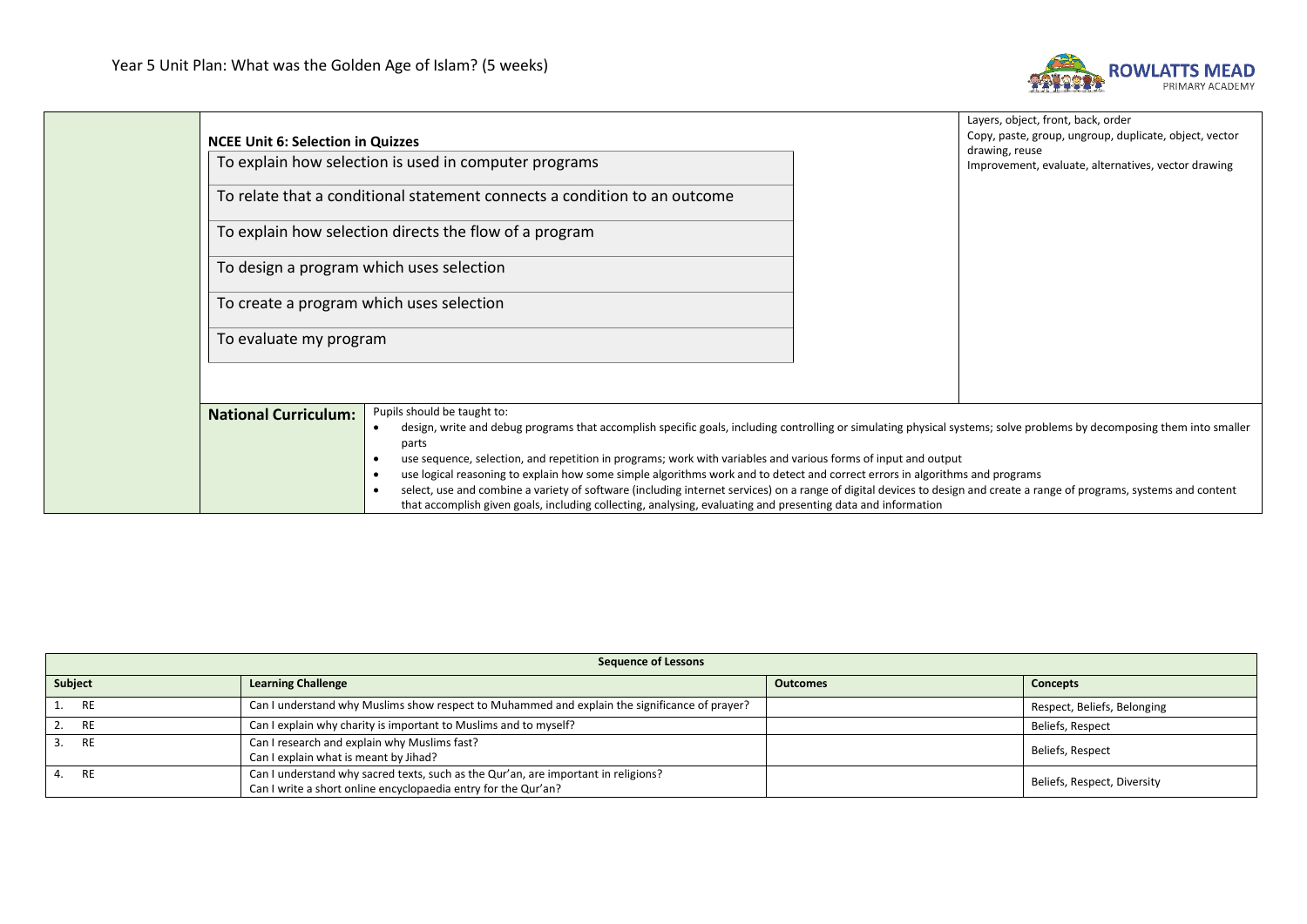# Year 5 Unit Plan: What was the Golden Age of Islam? (5 weeks)

| | | | |
|---|---|---|---|
| | **NCEE Unit 6: Selection in Quizzes**<br>To explain how selection is used in computer programs<br>To relate that a conditional statement connects a condition to an outcome<br>To explain how selection directs the flow of a program<br>To design a program which uses selection<br>To create a program which uses selection<br>To evaluate my program | | Layers, object, front, back, order<br>Copy, paste, group, ungroup, duplicate, object, vector drawing, reuse<br>Improvement, evaluate, alternatives, vector drawing |
| | **National Curriculum:** | Pupils should be taught to:<br>• design, write and debug programs that accomplish specific goals, including controlling or simulating physical systems; solve problems by decomposing them into smaller parts<br>• use sequence, selection, and repetition in programs; work with variables and various forms of input and output<br>• use logical reasoning to explain how some simple algorithms work and to detect and correct errors in algorithms and programs<br>• select, use and combine a variety of software (including internet services) on a range of digital devices to design and create a range of programs, systems and content that accomplish given goals, including collecting, analysing, evaluating and presenting data and information | |

**Sequence of Lessons**

| Subject | Learning Challenge | Outcomes | Concepts |
|---|---|---|---|
| 1. RE | Can I understand why Muslims show respect to Muhammed and explain the significance of prayer? | | Respect, Beliefs, Belonging |
| 2. RE | Can I explain why charity is important to Muslims and to myself? | | Beliefs, Respect |
| 3. RE | Can I research and explain why Muslims fast?<br>Can I explain what is meant by Jihad? | | Beliefs, Respect |
| 4. RE | Can I understand why sacred texts, such as the Qur'an, are important in religions?<br>Can I write a short online encyclopaedia entry for the Qur'an? | | Beliefs, Respect, Diversity |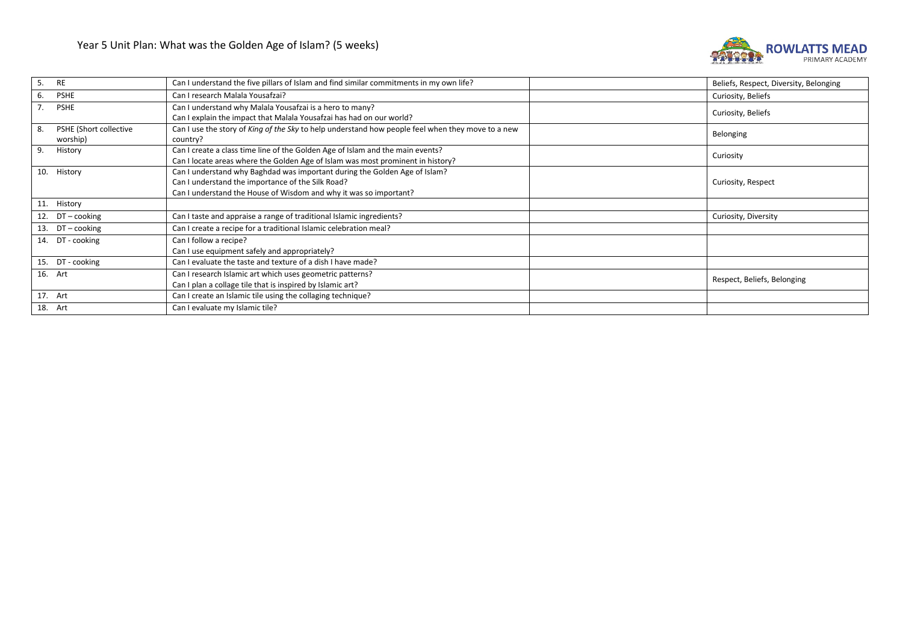# Year 5 Unit Plan: What was the Golden Age of Islam? (5 weeks)

| | | | |
|---|---|---|---|
| 5. RE | Can I understand the five pillars of Islam and find similar commitments in my own life? | | Beliefs, Respect, Diversity, Belonging |
| 6. PSHE | Can I research Malala Yousafzai? | | Curiosity, Beliefs |
| 7. PSHE | Can I understand why Malala Yousafzai is a hero to many?<br>Can I explain the impact that Malala Yousafzai has had on our world? | | Curiosity, Beliefs |
| 8. PSHE (Short collective worship) | Can I use the story of *King of the Sky* to help understand how people feel when they move to a new country? | | Belonging |
| 9. History | Can I create a class time line of the Golden Age of Islam and the main events?<br>Can I locate areas where the Golden Age of Islam was most prominent in history? | | Curiosity |
| 10. History | Can I understand why Baghdad was important during the Golden Age of Islam?<br>Can I understand the importance of the Silk Road?<br>Can I understand the House of Wisdom and why it was so important? | | Curiosity, Respect |
| 11. History | | | |
| 12. DT – cooking | Can I taste and appraise a range of traditional Islamic ingredients? | | Curiosity, Diversity |
| 13. DT – cooking | Can I create a recipe for a traditional Islamic celebration meal? | | |
| 14. DT - cooking | Can I follow a recipe?<br>Can I use equipment safely and appropriately? | | |
| 15. DT - cooking | Can I evaluate the taste and texture of a dish I have made? | | |
| 16. Art | Can I research Islamic art which uses geometric patterns?<br>Can I plan a collage tile that is inspired by Islamic art? | | Respect, Beliefs, Belonging |
| 17. Art | Can I create an Islamic tile using the collaging technique? | | |
| 18. Art | Can I evaluate my Islamic tile? | | |